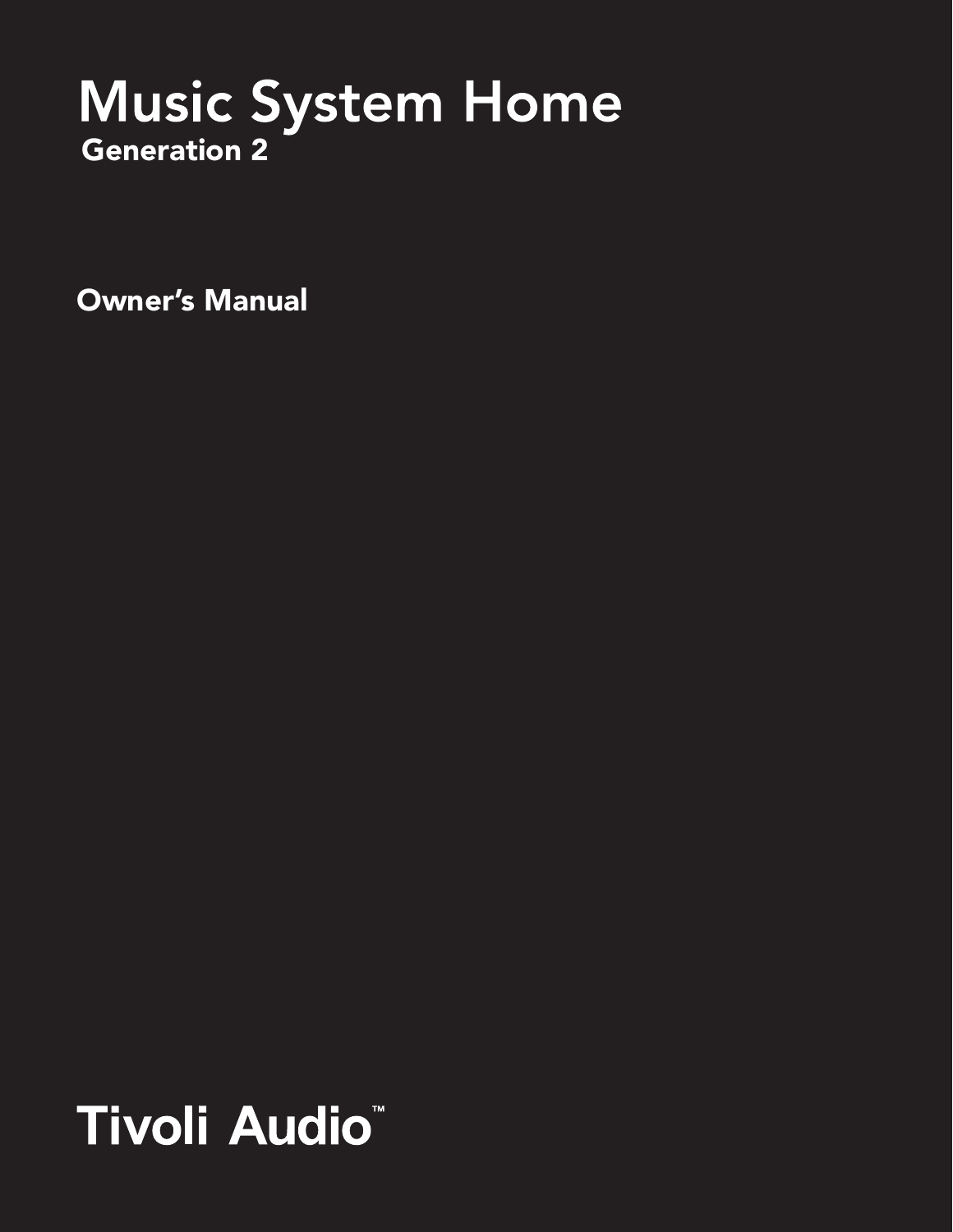# Music System Home

## Generation 2

**Owner's Manual**

**Tivoli Audio™**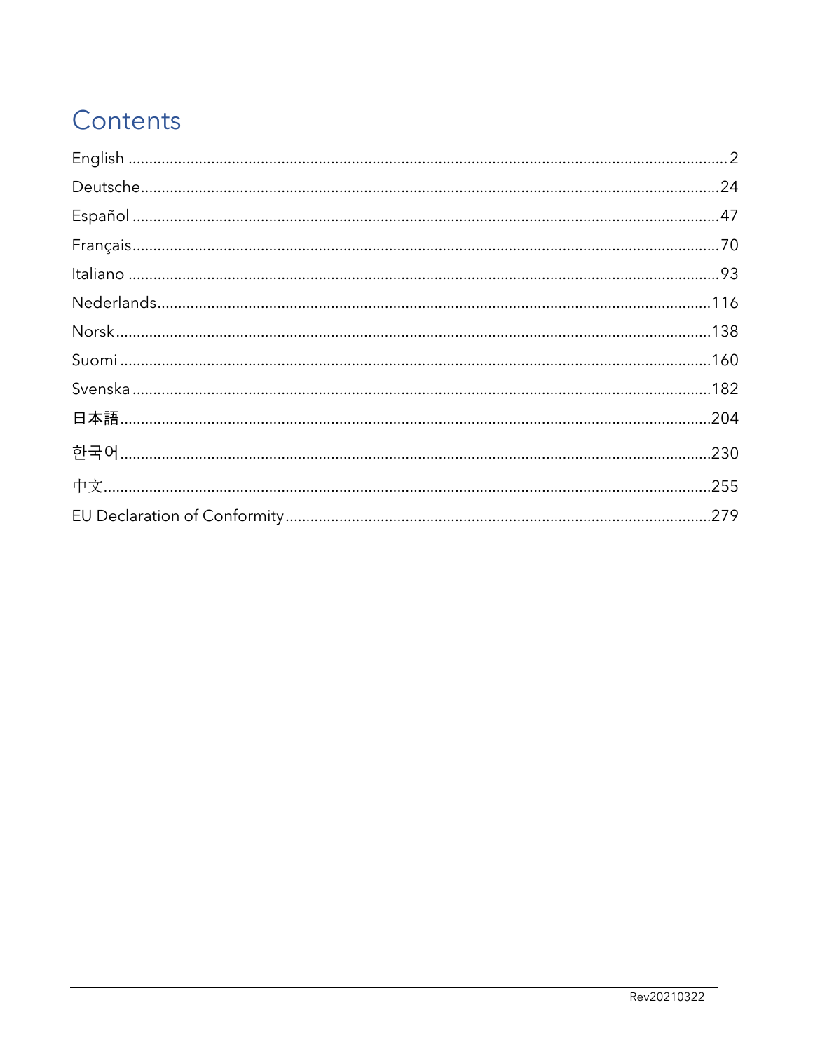# Contents

English .......... 2
Deutsche .......... 24
Español .......... 47
Français .......... 70
Italiano .......... 93
Nederlands .......... 116
Norsk .......... 138
Suomi .......... 160
Svenska .......... 182
日本語 .......... 204
한국어 .......... 230
中文 .......... 255
EU Declaration of Conformity .......... 279

Rev20210322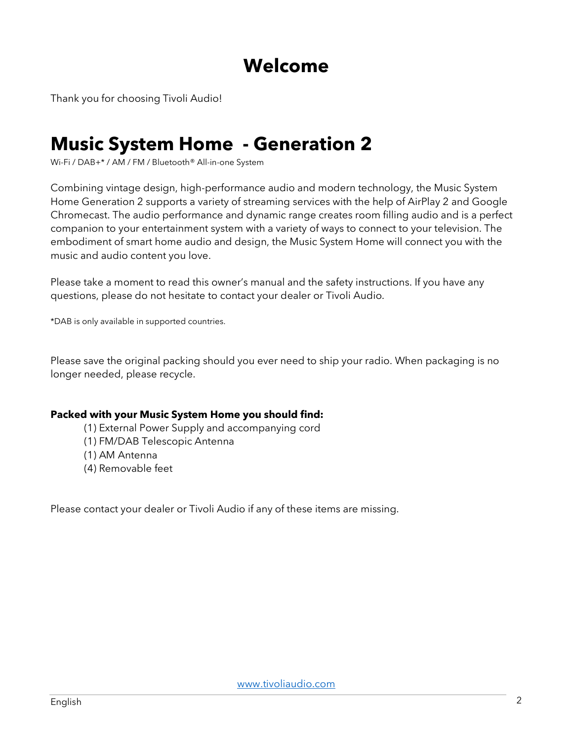# Welcome

Thank you for choosing Tivoli Audio!

# Music System Home - Generation 2

Wi-Fi / DAB+* / AM / FM / Bluetooth® All-in-one System

Combining vintage design, high-performance audio and modern technology, the Music System Home Generation 2 supports a variety of streaming services with the help of AirPlay 2 and Google Chromecast. The audio performance and dynamic range creates room filling audio and is a perfect companion to your entertainment system with a variety of ways to connect to your television. The embodiment of smart home audio and design, the Music System Home will connect you with the music and audio content you love.

Please take a moment to read this owner's manual and the safety instructions. If you have any questions, please do not hesitate to contact your dealer or Tivoli Audio.

*DAB is only available in supported countries.

Please save the original packing should you ever need to ship your radio. When packaging is no longer needed, please recycle.

**Packed with your Music System Home you should find:**

- (1) External Power Supply and accompanying cord
- (1) FM/DAB Telescopic Antenna
- (1) AM Antenna
- (4) Removable feet

Please contact your dealer or Tivoli Audio if any of these items are missing.

www.tivoliaudio.com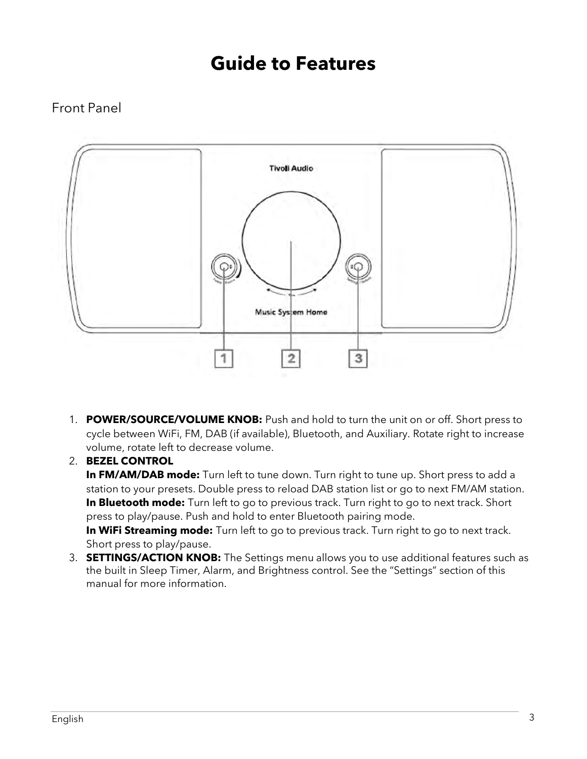# Guide to Features

## Front Panel

1. **POWER/SOURCE/VOLUME KNOB:** Push and hold to turn the unit on or off. Short press to cycle between WiFi, FM, DAB (if available), Bluetooth, and Auxiliary. Rotate right to increase volume, rotate left to decrease volume.
2. **BEZEL CONTROL**
   **In FM/AM/DAB mode:** Turn left to tune down. Turn right to tune up. Short press to add a station to your presets. Double press to reload DAB station list or go to next FM/AM station.
   **In Bluetooth mode:** Turn left to go to previous track. Turn right to go to next track. Short press to play/pause. Push and hold to enter Bluetooth pairing mode.
   **In WiFi Streaming mode:** Turn left to go to previous track. Turn right to go to next track. Short press to play/pause.
3. **SETTINGS/ACTION KNOB:** The Settings menu allows you to use additional features such as the built in Sleep Timer, Alarm, and Brightness control. See the "Settings" section of this manual for more information.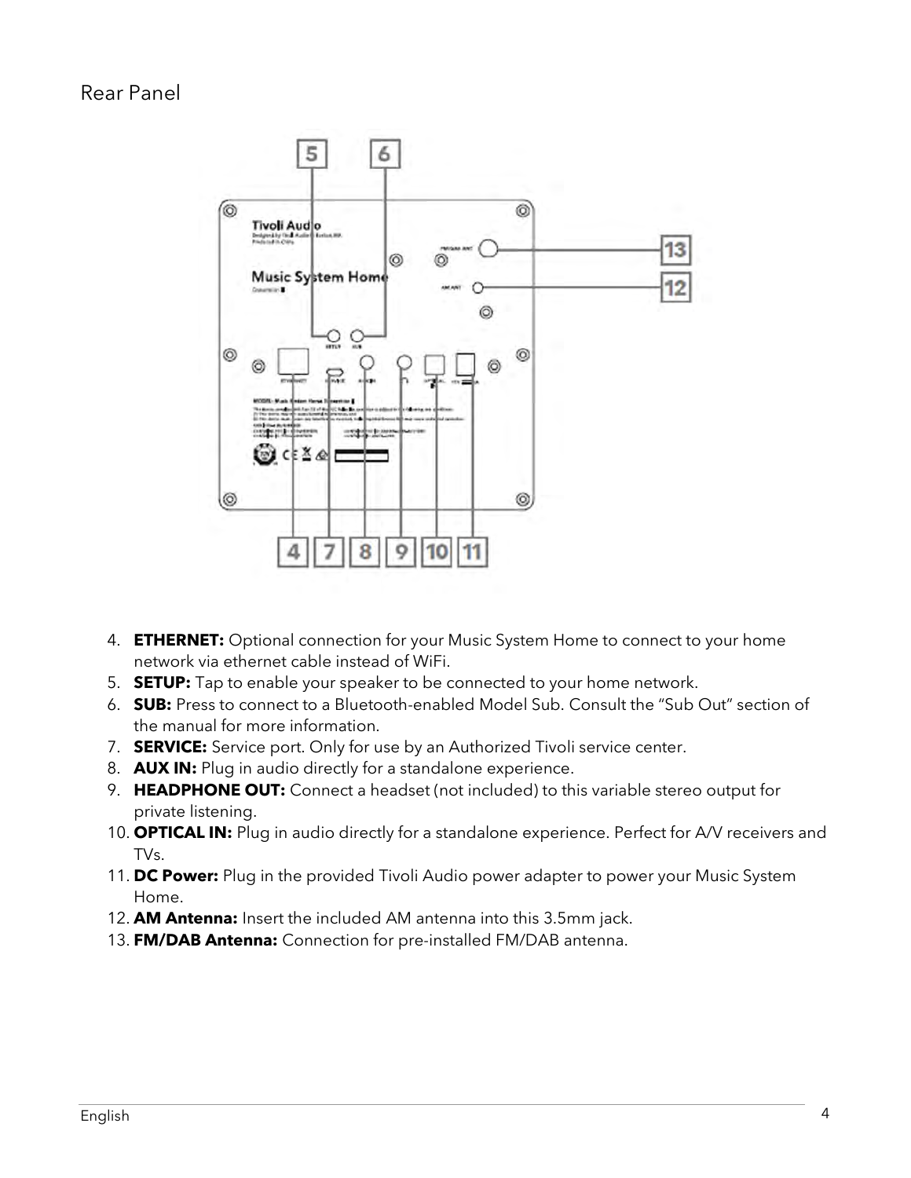## Rear Panel

4. **ETHERNET:** Optional connection for your Music System Home to connect to your home network via ethernet cable instead of WiFi.
5. **SETUP:** Tap to enable your speaker to be connected to your home network.
6. **SUB:** Press to connect to a Bluetooth-enabled Model Sub. Consult the "Sub Out" section of the manual for more information.
7. **SERVICE:** Service port. Only for use by an Authorized Tivoli service center.
8. **AUX IN:** Plug in audio directly for a standalone experience.
9. **HEADPHONE OUT:** Connect a headset (not included) to this variable stereo output for private listening.
10. **OPTICAL IN:** Plug in audio directly for a standalone experience. Perfect for A/V receivers and TVs.
11. **DC Power:** Plug in the provided Tivoli Audio power adapter to power your Music System Home.
12. **AM Antenna:** Insert the included AM antenna into this 3.5mm jack.
13. **FM/DAB Antenna:** Connection for pre-installed FM/DAB antenna.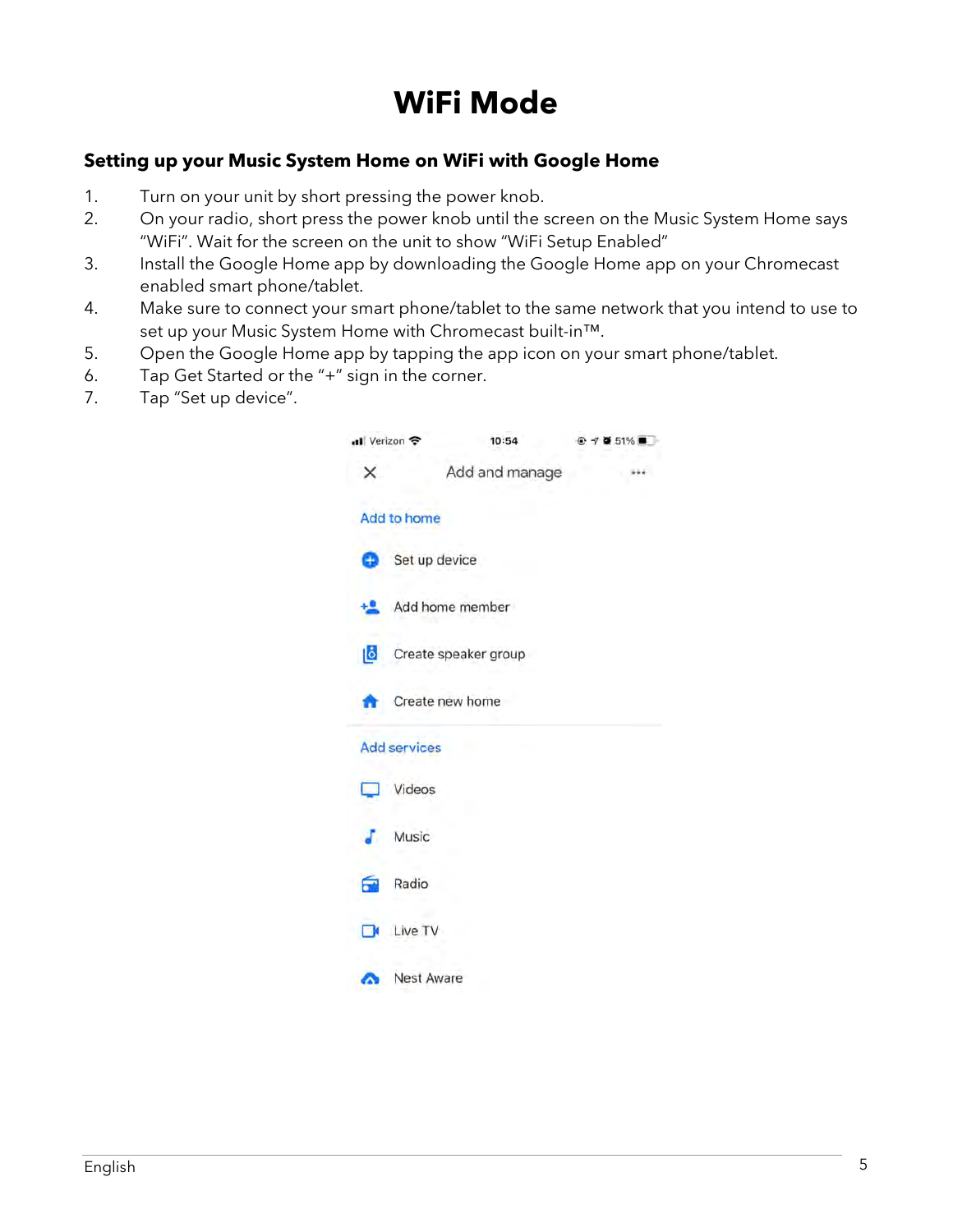# WiFi Mode

### Setting up your Music System Home on WiFi with Google Home

1. Turn on your unit by short pressing the power knob.
2. On your radio, short press the power knob until the screen on the Music System Home says "WiFi". Wait for the screen on the unit to show "WiFi Setup Enabled"
3. Install the Google Home app by downloading the Google Home app on your Chromecast enabled smart phone/tablet.
4. Make sure to connect your smart phone/tablet to the same network that you intend to use to set up your Music System Home with Chromecast built-in™.
5. Open the Google Home app by tapping the app icon on your smart phone/tablet.
6. Tap Get Started or the "+" sign in the corner.
7. Tap "Set up device".

Verizon 10:54 51%

Add and manage

Add to home

- Set up device
- Add home member
- Create speaker group
- Create new home

Add services

- Videos
- Music
- Radio
- Live TV
- Nest Aware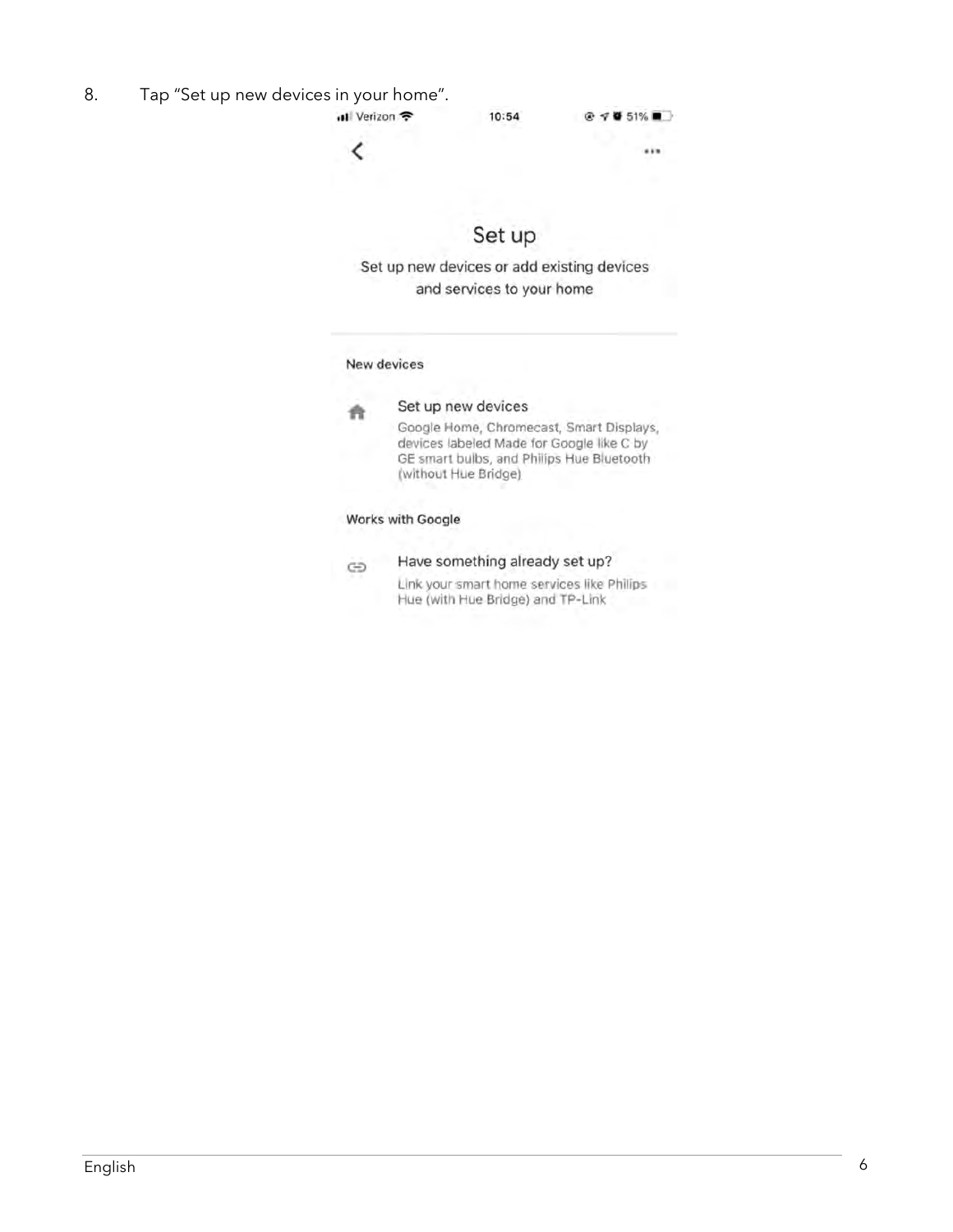8. Tap “Set up new devices in your home”.

Verizon 10:54 51%

Set up

Set up new devices or add existing devices and services to your home

New devices

Set up new devices

Google Home, Chromecast, Smart Displays, devices labeled Made for Google like C by GE smart bulbs, and Philips Hue Bluetooth (without Hue Bridge)

Works with Google

Have something already set up?

Link your smart home services like Philips Hue (with Hue Bridge) and TP-Link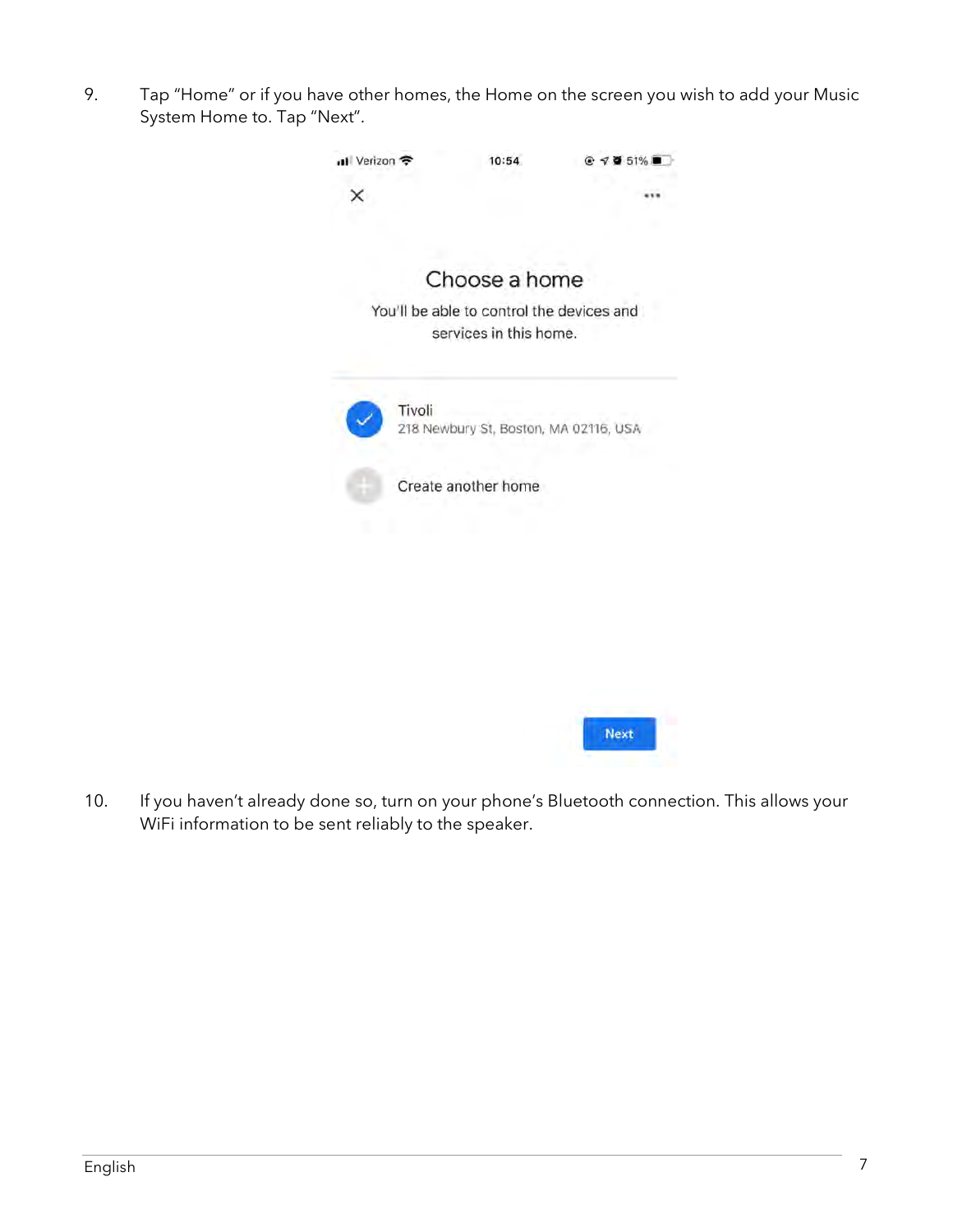9. Tap "Home" or if you have other homes, the Home on the screen you wish to add your Music System Home to. Tap "Next".

10. If you haven't already done so, turn on your phone's Bluetooth connection. This allows your WiFi information to be sent reliably to the speaker.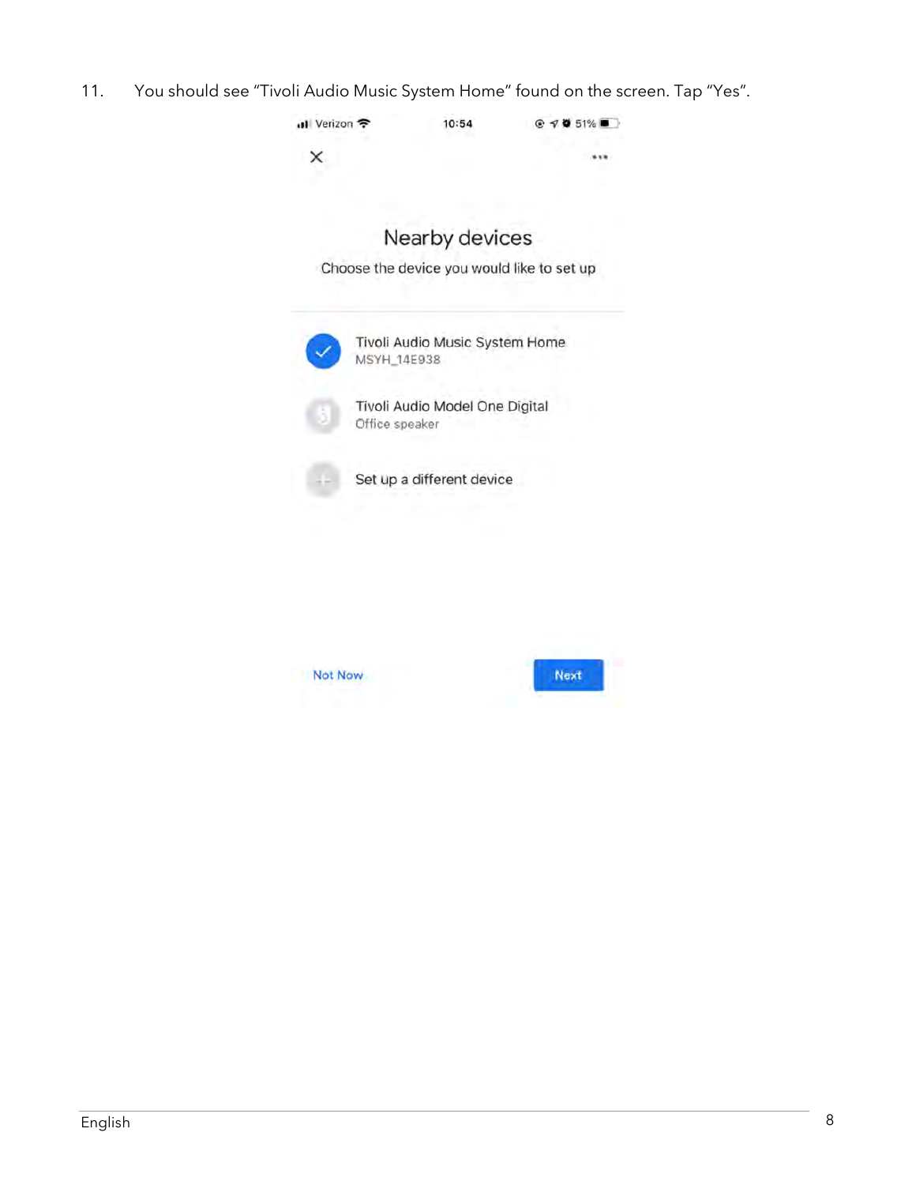11. You should see "Tivoli Audio Music System Home" found on the screen. Tap "Yes".

Nearby devices

Choose the device you would like to set up

Tivoli Audio Music System Home
MSYH_14E938

Tivoli Audio Model One Digital
Office speaker

Set up a different device

Not Now

Next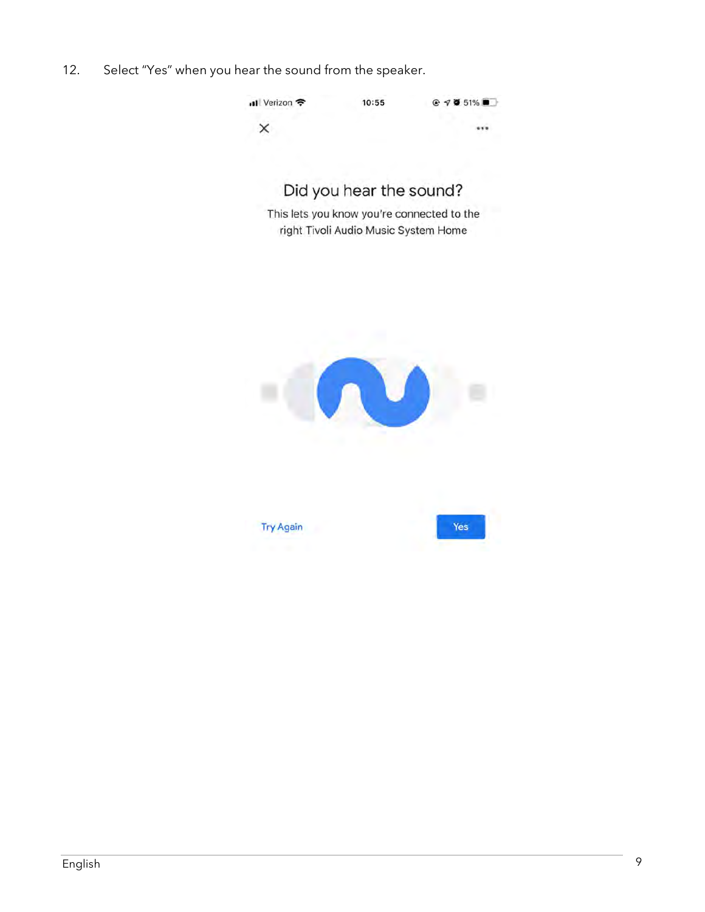12. Select "Yes" when you hear the sound from the speaker.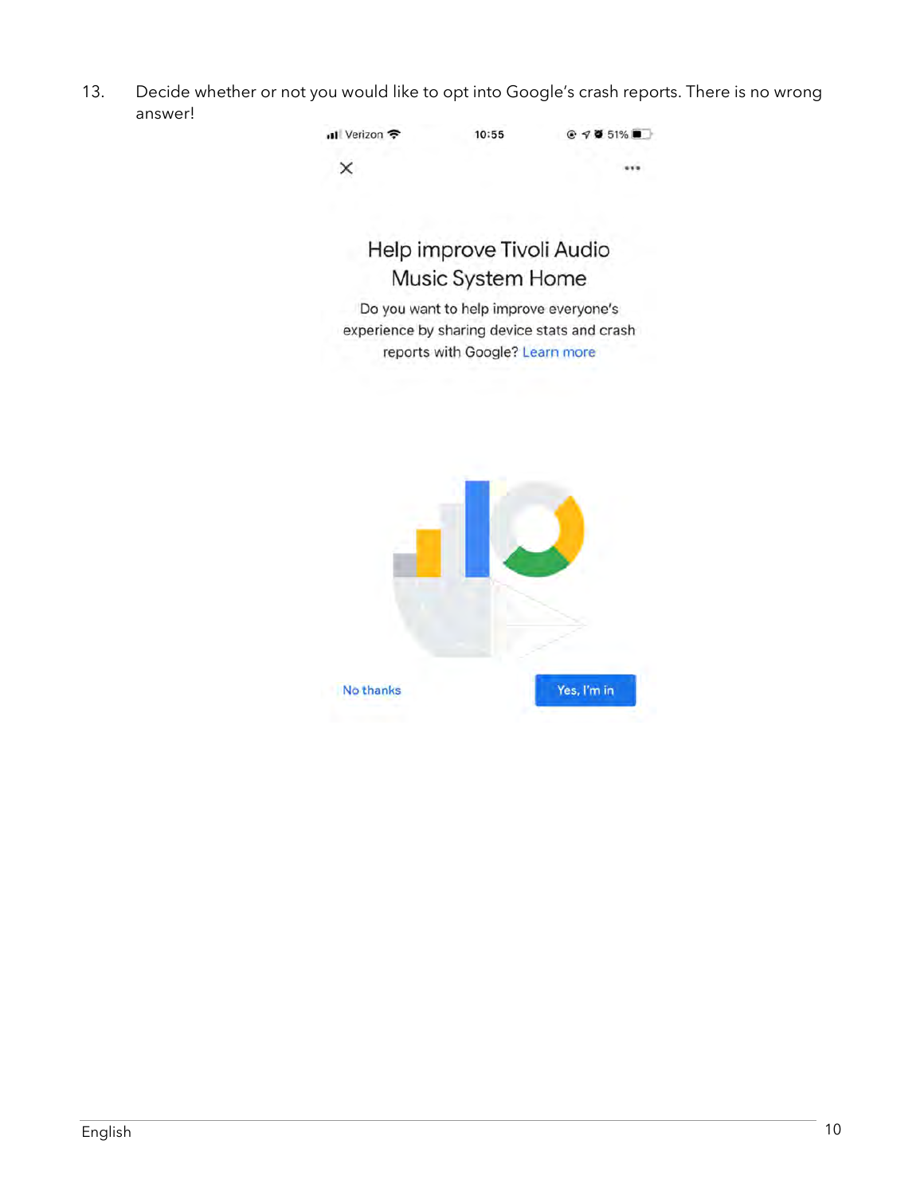13. Decide whether or not you would like to opt into Google's crash reports. There is no wrong answer!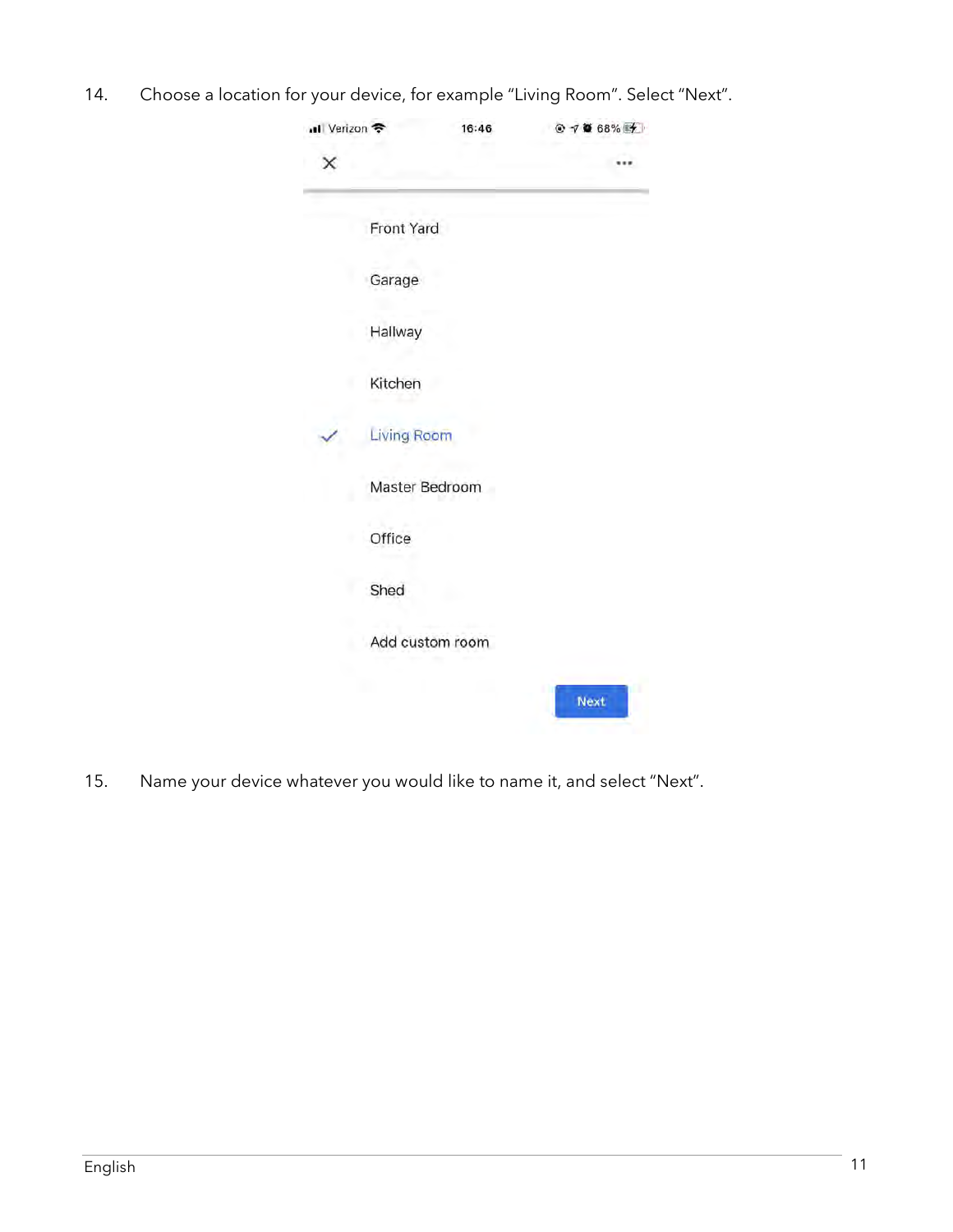14. Choose a location for your device, for example "Living Room". Select "Next".

15. Name your device whatever you would like to name it, and select "Next".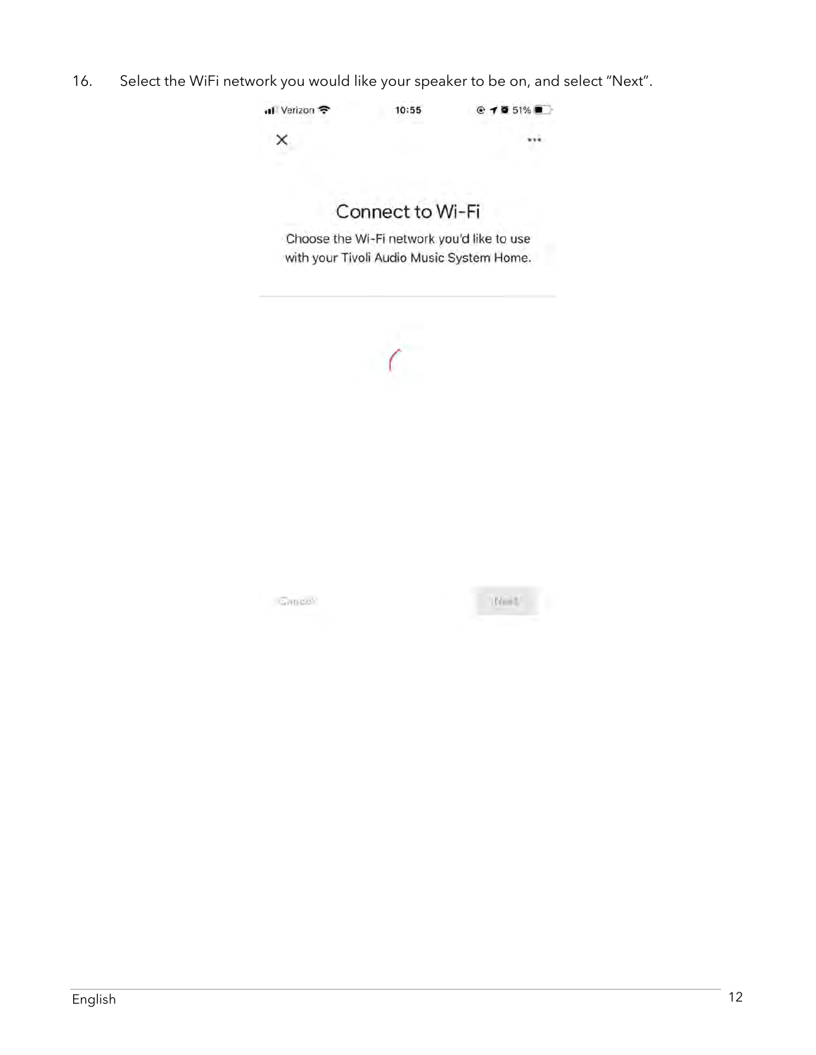16. Select the WiFi network you would like your speaker to be on, and select "Next".

Verizon 10:55 51%

Connect to Wi-Fi

Choose the Wi-Fi network you'd like to use with your Tivoli Audio Music System Home.

Cancel Next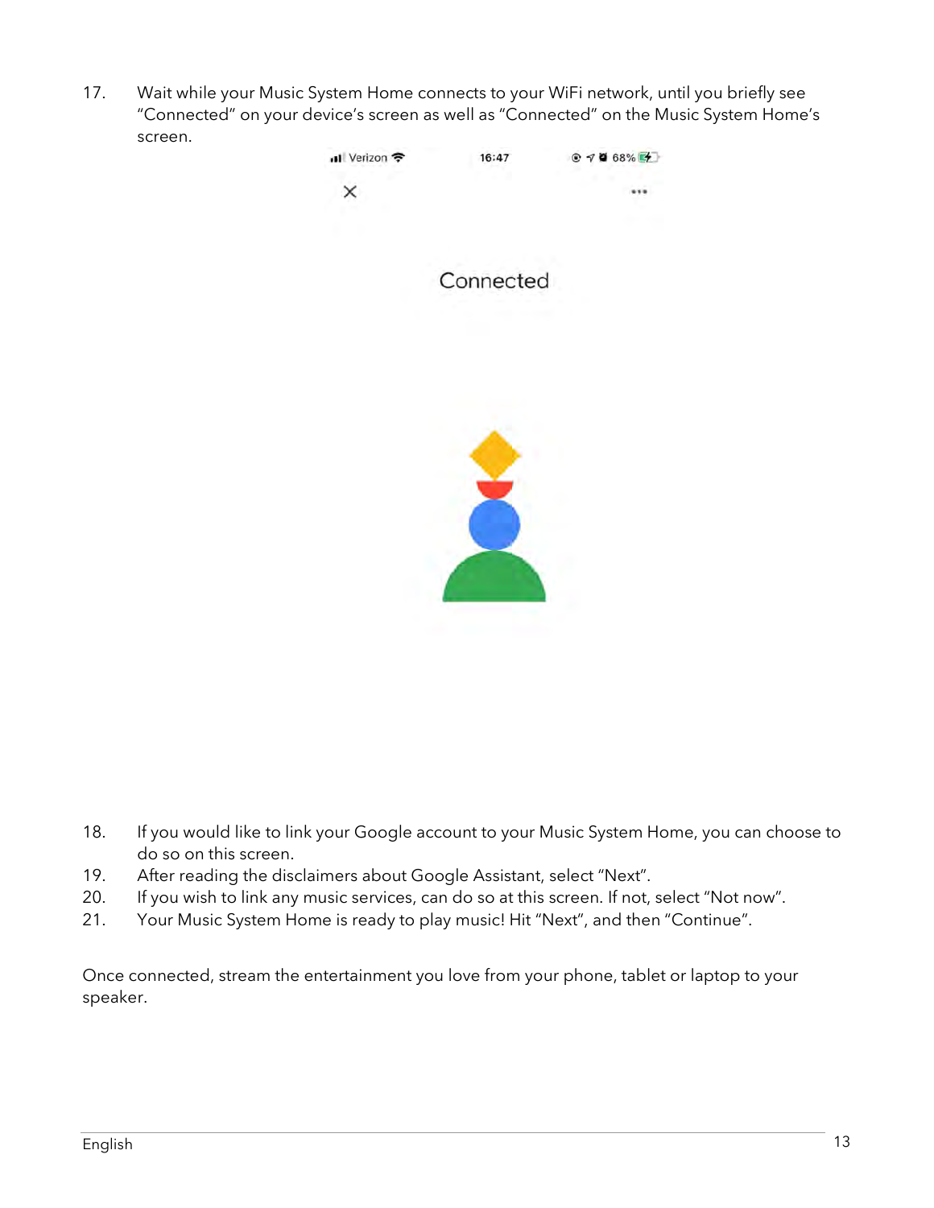17. Wait while your Music System Home connects to your WiFi network, until you briefly see "Connected" on your device's screen as well as "Connected" on the Music System Home's screen.

18. If you would like to link your Google account to your Music System Home, you can choose to do so on this screen.
19. After reading the disclaimers about Google Assistant, select "Next".
20. If you wish to link any music services, can do so at this screen. If not, select "Not now".
21. Your Music System Home is ready to play music! Hit "Next", and then "Continue".

Once connected, stream the entertainment you love from your phone, tablet or laptop to your speaker.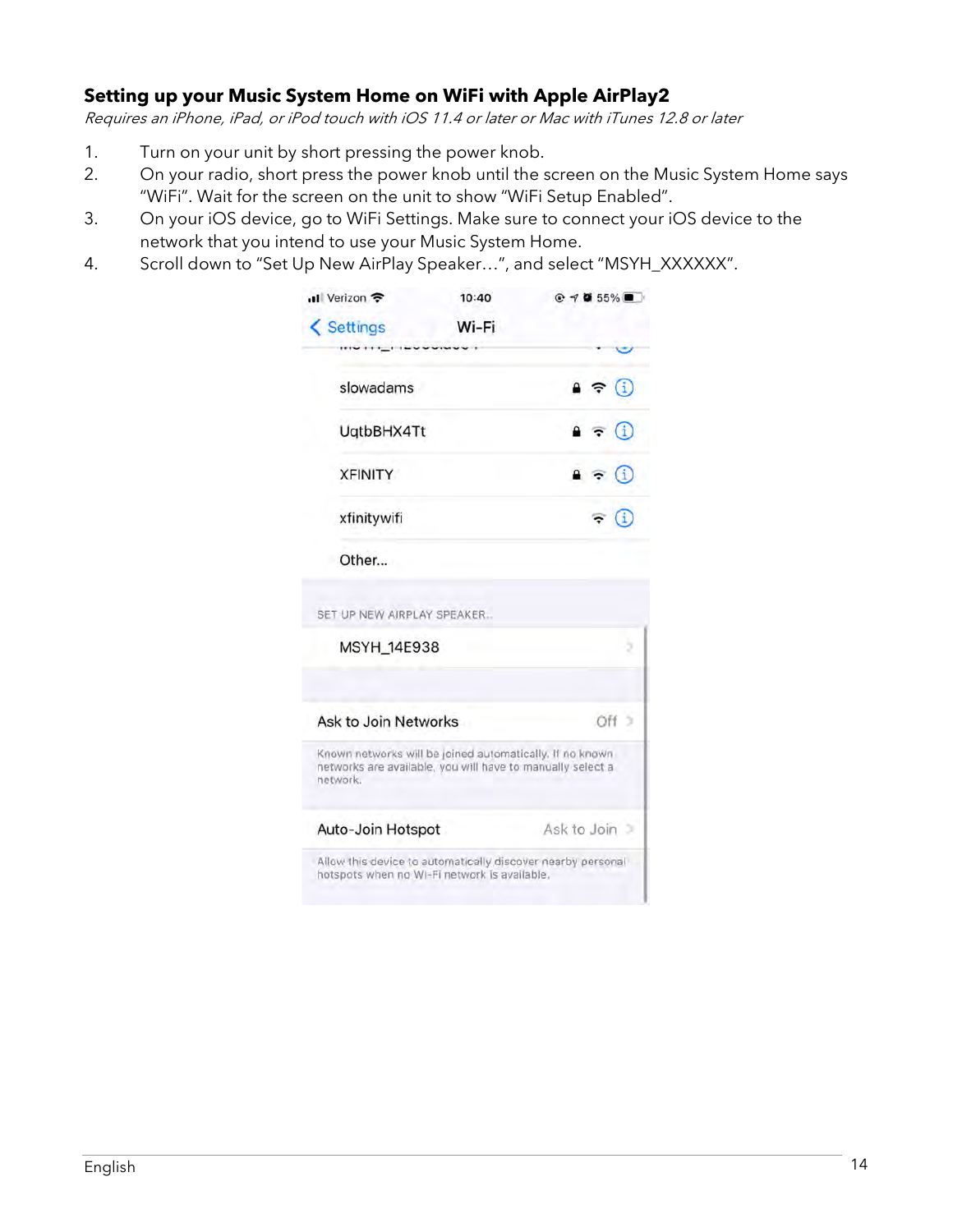**Setting up your Music System Home on WiFi with Apple AirPlay2**

*Requires an iPhone, iPad, or iPod touch with iOS 11.4 or later or Mac with iTunes 12.8 or later*

1. Turn on your unit by short pressing the power knob.
2. On your radio, short press the power knob until the screen on the Music System Home says “WiFi”. Wait for the screen on the unit to show “WiFi Setup Enabled”.
3. On your iOS device, go to WiFi Settings. Make sure to connect your iOS device to the network that you intend to use your Music System Home.
4. Scroll down to “Set Up New AirPlay Speaker…”, and select “MSYH_XXXXXX”.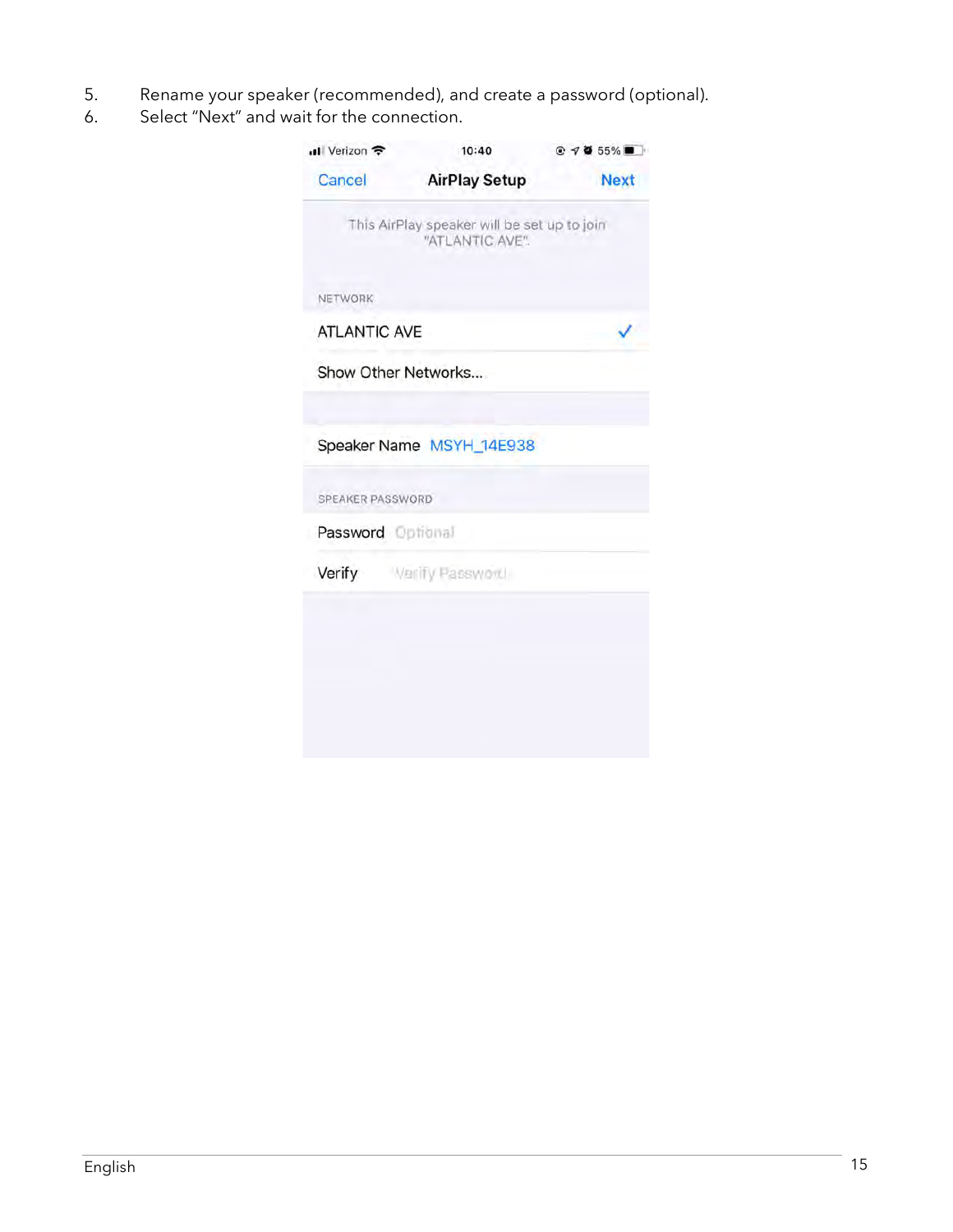5. Rename your speaker (recommended), and create a password (optional).
6. Select "Next" and wait for the connection.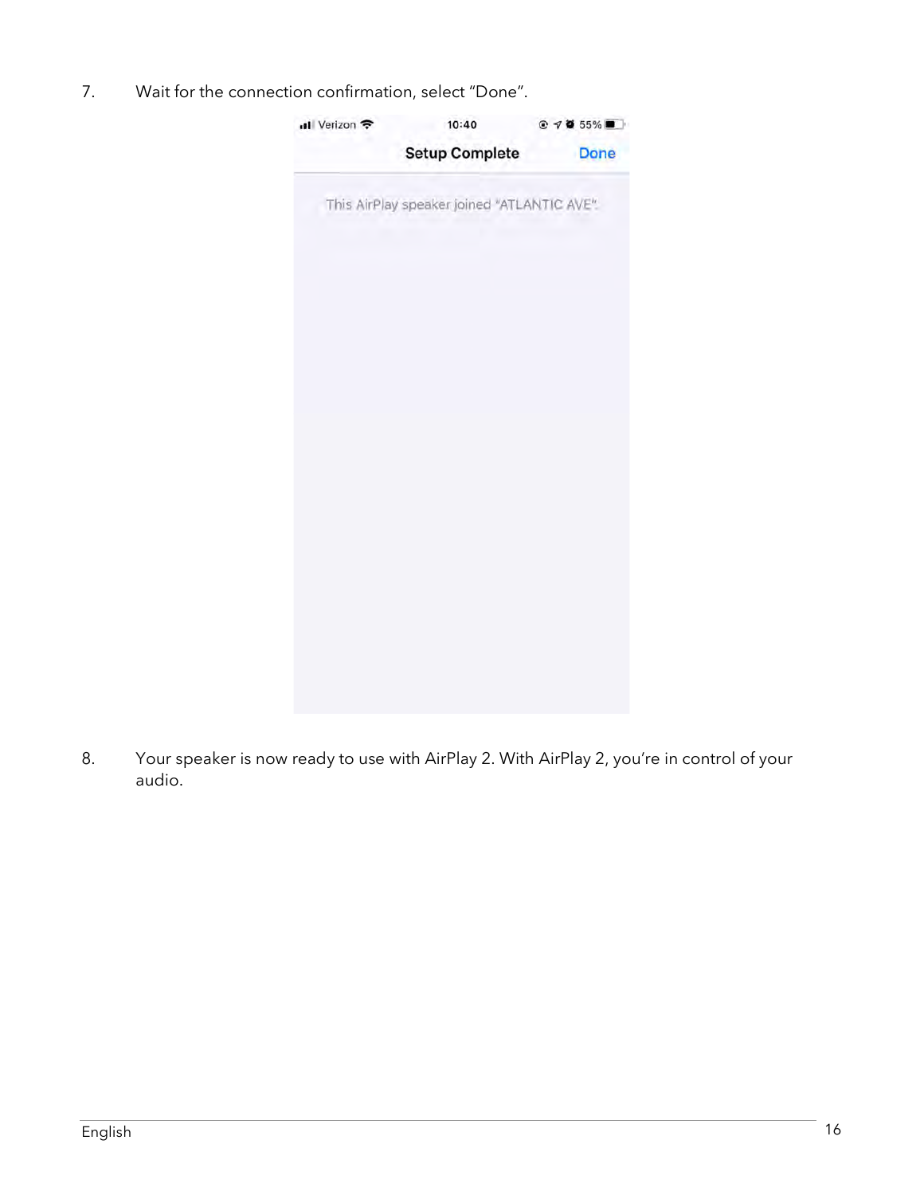7. Wait for the connection confirmation, select "Done".

8. Your speaker is now ready to use with AirPlay 2. With AirPlay 2, you're in control of your audio.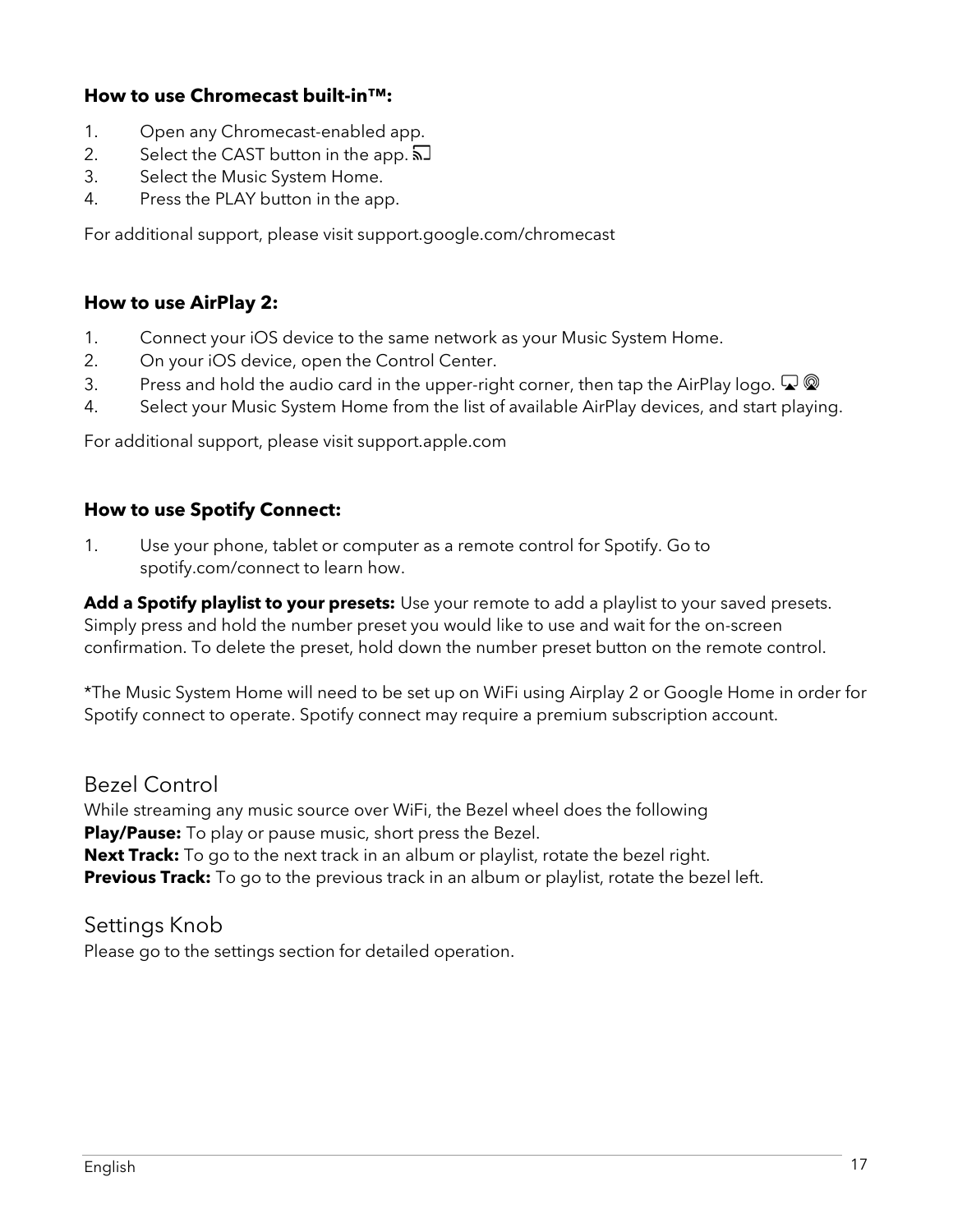### How to use Chromecast built-in™:

1. Open any Chromecast-enabled app.
2. Select the CAST button in the app.
3. Select the Music System Home.
4. Press the PLAY button in the app.

For additional support, please visit support.google.com/chromecast

### How to use AirPlay 2:

1. Connect your iOS device to the same network as your Music System Home.
2. On your iOS device, open the Control Center.
3. Press and hold the audio card in the upper-right corner, then tap the AirPlay logo.
4. Select your Music System Home from the list of available AirPlay devices, and start playing.

For additional support, please visit support.apple.com

### How to use Spotify Connect:

1. Use your phone, tablet or computer as a remote control for Spotify. Go to spotify.com/connect to learn how.

**Add a Spotify playlist to your presets:** Use your remote to add a playlist to your saved presets. Simply press and hold the number preset you would like to use and wait for the on-screen confirmation. To delete the preset, hold down the number preset button on the remote control.

*The Music System Home will need to be set up on WiFi using Airplay 2 or Google Home in order for Spotify connect to operate. Spotify connect may require a premium subscription account.

## Bezel Control

While streaming any music source over WiFi, the Bezel wheel does the following
**Play/Pause:** To play or pause music, short press the Bezel.
**Next Track:** To go to the next track in an album or playlist, rotate the bezel right.
**Previous Track:** To go to the previous track in an album or playlist, rotate the bezel left.

## Settings Knob

Please go to the settings section for detailed operation.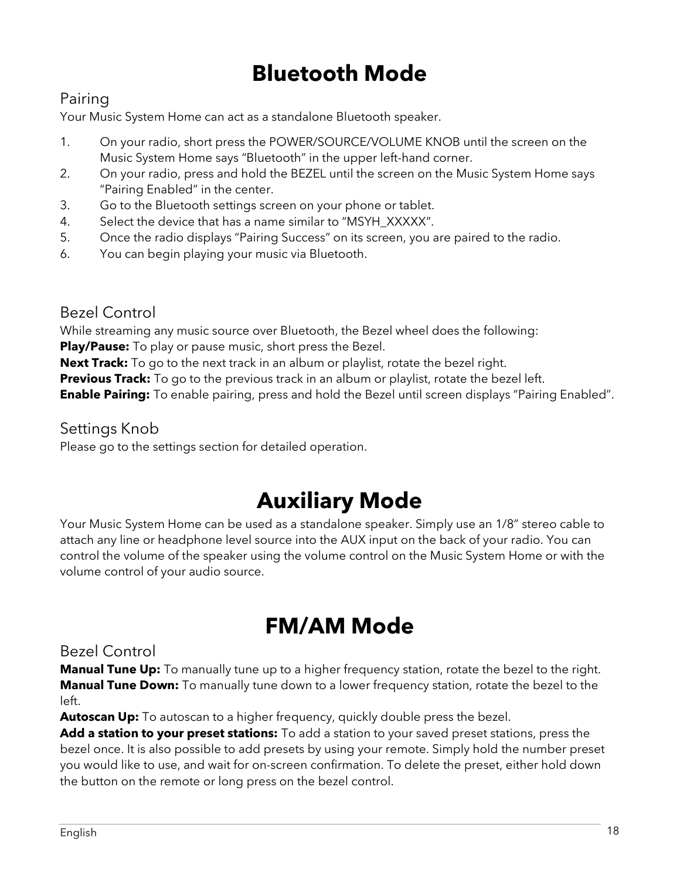# Bluetooth Mode

## Pairing

Your Music System Home can act as a standalone Bluetooth speaker.

1. On your radio, short press the POWER/SOURCE/VOLUME KNOB until the screen on the Music System Home says "Bluetooth" in the upper left-hand corner.
2. On your radio, press and hold the BEZEL until the screen on the Music System Home says "Pairing Enabled" in the center.
3. Go to the Bluetooth settings screen on your phone or tablet.
4. Select the device that has a name similar to "MSYH_XXXXX".
5. Once the radio displays "Pairing Success" on its screen, you are paired to the radio.
6. You can begin playing your music via Bluetooth.

## Bezel Control

While streaming any music source over Bluetooth, the Bezel wheel does the following:
**Play/Pause:** To play or pause music, short press the Bezel.
**Next Track:** To go to the next track in an album or playlist, rotate the bezel right.
**Previous Track:** To go to the previous track in an album or playlist, rotate the bezel left.
**Enable Pairing:** To enable pairing, press and hold the Bezel until screen displays "Pairing Enabled".

## Settings Knob

Please go to the settings section for detailed operation.

# Auxiliary Mode

Your Music System Home can be used as a standalone speaker. Simply use an 1/8" stereo cable to attach any line or headphone level source into the AUX input on the back of your radio. You can control the volume of the speaker using the volume control on the Music System Home or with the volume control of your audio source.

# FM/AM Mode

## Bezel Control

**Manual Tune Up:** To manually tune up to a higher frequency station, rotate the bezel to the right.
**Manual Tune Down:** To manually tune down to a lower frequency station, rotate the bezel to the left.
**Autoscan Up:** To autoscan to a higher frequency, quickly double press the bezel.
**Add a station to your preset stations:** To add a station to your saved preset stations, press the bezel once. It is also possible to add presets by using your remote. Simply hold the number preset you would like to use, and wait for on-screen confirmation. To delete the preset, either hold down the button on the remote or long press on the bezel control.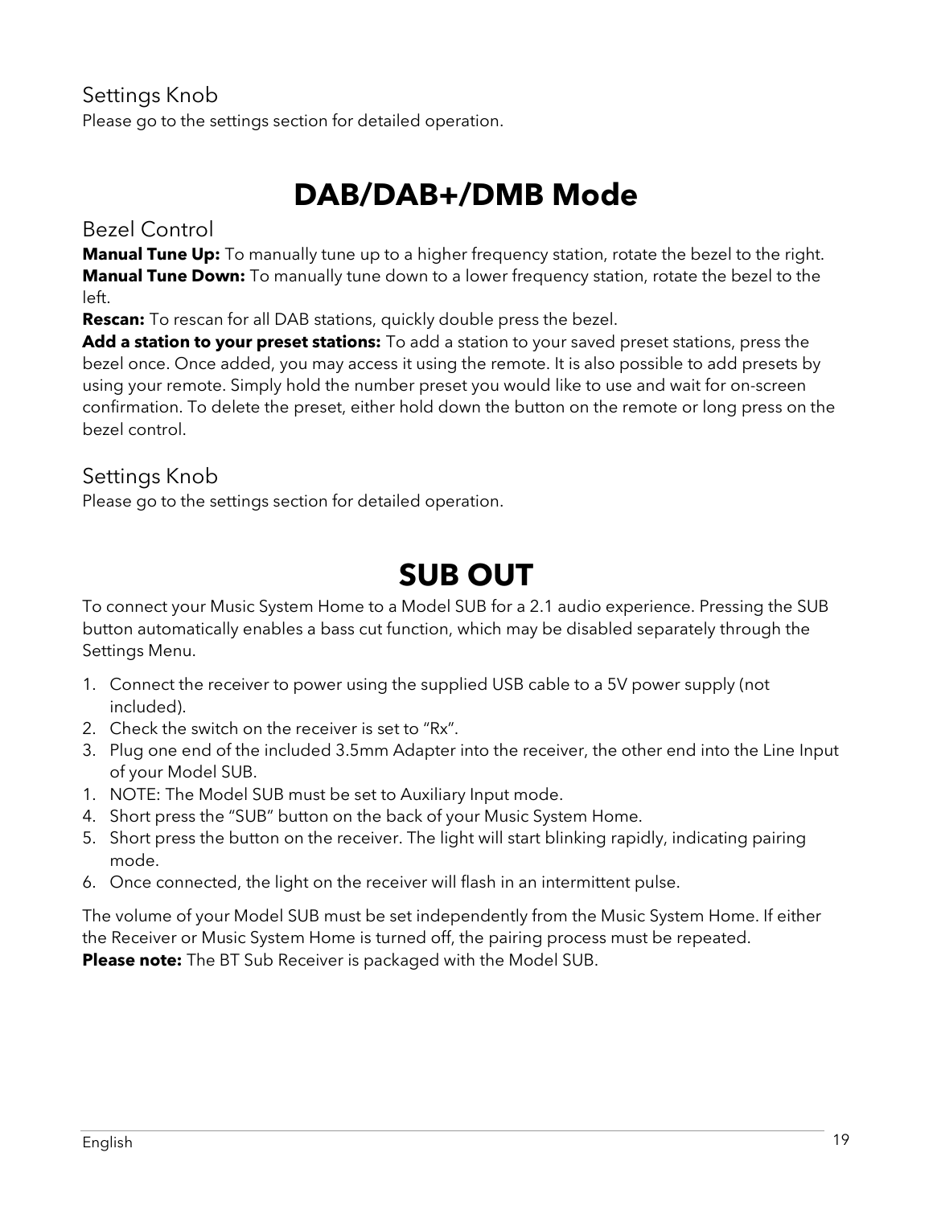### Settings Knob

Please go to the settings section for detailed operation.

# DAB/DAB+/DMB Mode

### Bezel Control

**Manual Tune Up:** To manually tune up to a higher frequency station, rotate the bezel to the right.
**Manual Tune Down:** To manually tune down to a lower frequency station, rotate the bezel to the left.
**Rescan:** To rescan for all DAB stations, quickly double press the bezel.
**Add a station to your preset stations:** To add a station to your saved preset stations, press the bezel once. Once added, you may access it using the remote. It is also possible to add presets by using your remote. Simply hold the number preset you would like to use and wait for on-screen confirmation. To delete the preset, either hold down the button on the remote or long press on the bezel control.

### Settings Knob

Please go to the settings section for detailed operation.

# SUB OUT

To connect your Music System Home to a Model SUB for a 2.1 audio experience. Pressing the SUB button automatically enables a bass cut function, which may be disabled separately through the Settings Menu.

1. Connect the receiver to power using the supplied USB cable to a 5V power supply (not included).
2. Check the switch on the receiver is set to “Rx”.
3. Plug one end of the included 3.5mm Adapter into the receiver, the other end into the Line Input of your Model SUB.
1. NOTE: The Model SUB must be set to Auxiliary Input mode.
4. Short press the “SUB” button on the back of your Music System Home.
5. Short press the button on the receiver. The light will start blinking rapidly, indicating pairing mode.
6. Once connected, the light on the receiver will flash in an intermittent pulse.

The volume of your Model SUB must be set independently from the Music System Home. If either the Receiver or Music System Home is turned off, the pairing process must be repeated.
**Please note:** The BT Sub Receiver is packaged with the Model SUB.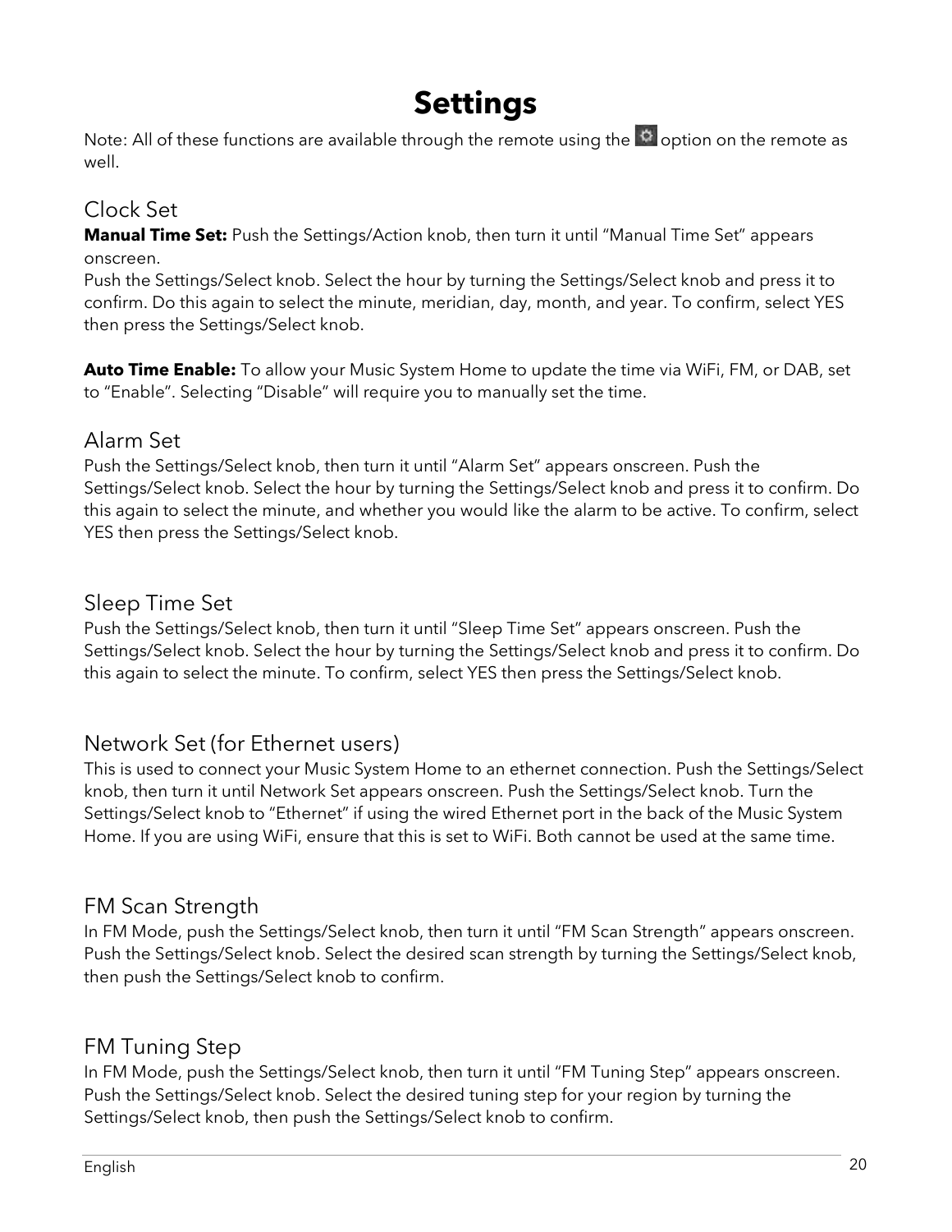# Settings

Note: All of these functions are available through the remote using the option on the remote as well.

## Clock Set

**Manual Time Set:** Push the Settings/Action knob, then turn it until "Manual Time Set" appears onscreen.
Push the Settings/Select knob. Select the hour by turning the Settings/Select knob and press it to confirm. Do this again to select the minute, meridian, day, month, and year. To confirm, select YES then press the Settings/Select knob.

**Auto Time Enable:** To allow your Music System Home to update the time via WiFi, FM, or DAB, set to "Enable". Selecting "Disable" will require you to manually set the time.

## Alarm Set

Push the Settings/Select knob, then turn it until "Alarm Set" appears onscreen. Push the Settings/Select knob. Select the hour by turning the Settings/Select knob and press it to confirm. Do this again to select the minute, and whether you would like the alarm to be active. To confirm, select YES then press the Settings/Select knob.

## Sleep Time Set

Push the Settings/Select knob, then turn it until "Sleep Time Set" appears onscreen. Push the Settings/Select knob. Select the hour by turning the Settings/Select knob and press it to confirm. Do this again to select the minute. To confirm, select YES then press the Settings/Select knob.

## Network Set (for Ethernet users)

This is used to connect your Music System Home to an ethernet connection. Push the Settings/Select knob, then turn it until Network Set appears onscreen. Push the Settings/Select knob. Turn the Settings/Select knob to "Ethernet" if using the wired Ethernet port in the back of the Music System Home. If you are using WiFi, ensure that this is set to WiFi. Both cannot be used at the same time.

## FM Scan Strength

In FM Mode, push the Settings/Select knob, then turn it until "FM Scan Strength" appears onscreen. Push the Settings/Select knob. Select the desired scan strength by turning the Settings/Select knob, then push the Settings/Select knob to confirm.

## FM Tuning Step

In FM Mode, push the Settings/Select knob, then turn it until "FM Tuning Step" appears onscreen. Push the Settings/Select knob. Select the desired tuning step for your region by turning the Settings/Select knob, then push the Settings/Select knob to confirm.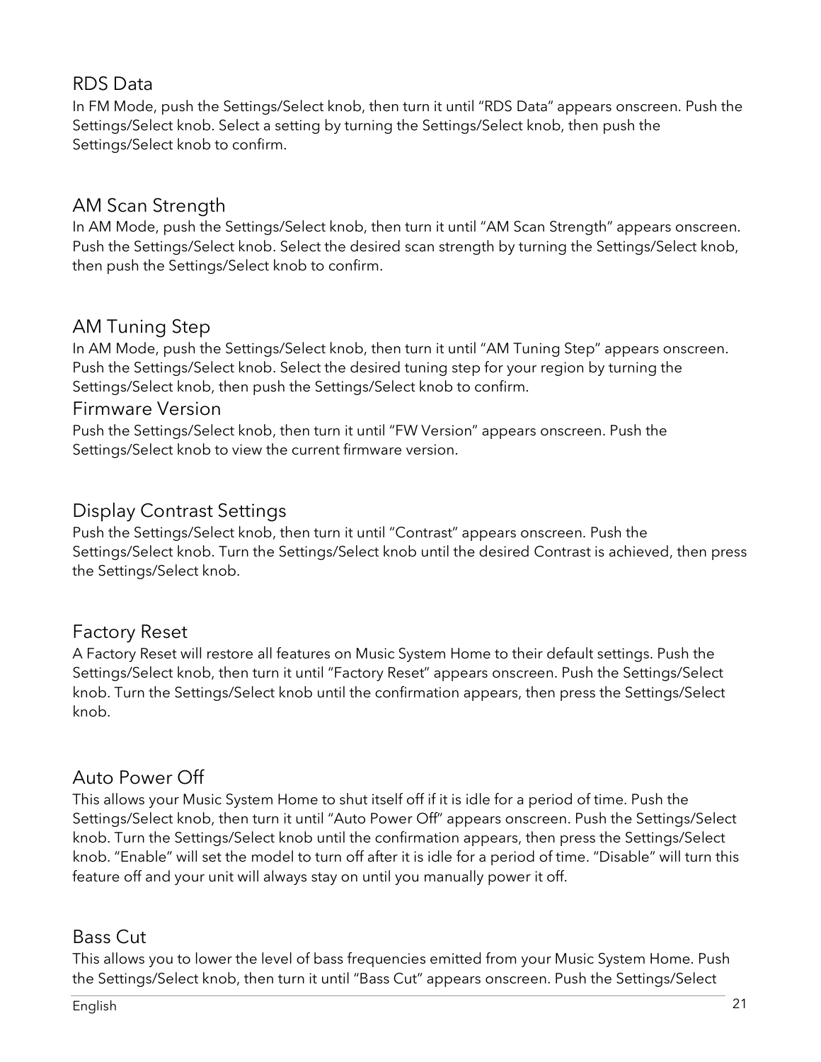## RDS Data

In FM Mode, push the Settings/Select knob, then turn it until “RDS Data” appears onscreen. Push the Settings/Select knob. Select a setting by turning the Settings/Select knob, then push the Settings/Select knob to confirm.

## AM Scan Strength

In AM Mode, push the Settings/Select knob, then turn it until “AM Scan Strength” appears onscreen. Push the Settings/Select knob. Select the desired scan strength by turning the Settings/Select knob, then push the Settings/Select knob to confirm.

## AM Tuning Step

In AM Mode, push the Settings/Select knob, then turn it until “AM Tuning Step” appears onscreen. Push the Settings/Select knob. Select the desired tuning step for your region by turning the Settings/Select knob, then push the Settings/Select knob to confirm.

## Firmware Version

Push the Settings/Select knob, then turn it until “FW Version” appears onscreen. Push the Settings/Select knob to view the current firmware version.

## Display Contrast Settings

Push the Settings/Select knob, then turn it until “Contrast” appears onscreen. Push the Settings/Select knob. Turn the Settings/Select knob until the desired Contrast is achieved, then press the Settings/Select knob.

## Factory Reset

A Factory Reset will restore all features on Music System Home to their default settings. Push the Settings/Select knob, then turn it until “Factory Reset” appears onscreen. Push the Settings/Select knob. Turn the Settings/Select knob until the confirmation appears, then press the Settings/Select knob.

## Auto Power Off

This allows your Music System Home to shut itself off if it is idle for a period of time. Push the Settings/Select knob, then turn it until “Auto Power Off” appears onscreen. Push the Settings/Select knob. Turn the Settings/Select knob until the confirmation appears, then press the Settings/Select knob. “Enable” will set the model to turn off after it is idle for a period of time. “Disable” will turn this feature off and your unit will always stay on until you manually power it off.

## Bass Cut

This allows you to lower the level of bass frequencies emitted from your Music System Home. Push the Settings/Select knob, then turn it until “Bass Cut” appears onscreen. Push the Settings/Select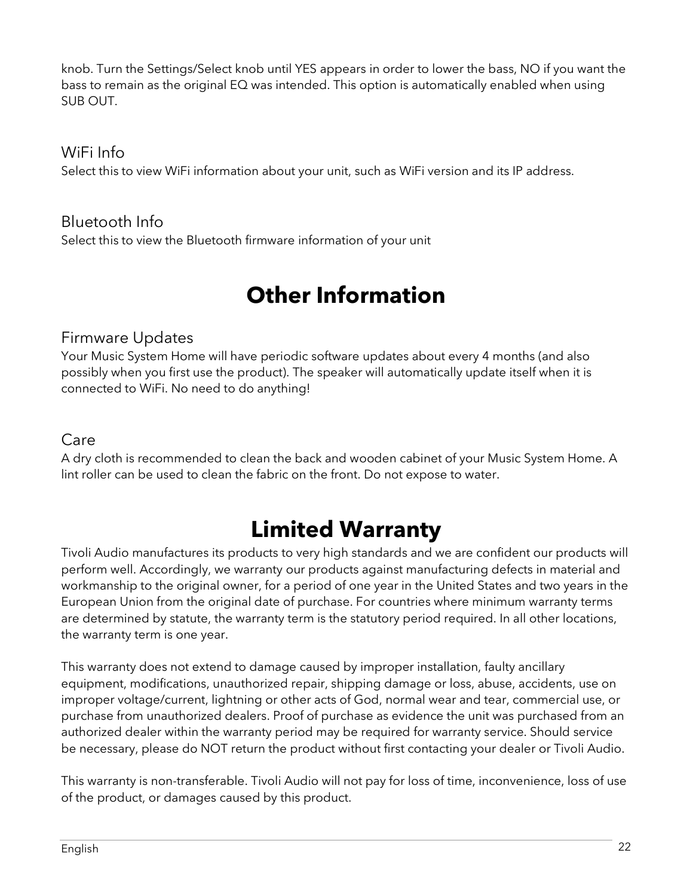knob. Turn the Settings/Select knob until YES appears in order to lower the bass, NO if you want the bass to remain as the original EQ was intended. This option is automatically enabled when using SUB OUT.

### WiFi Info

Select this to view WiFi information about your unit, such as WiFi version and its IP address.

### Bluetooth Info

Select this to view the Bluetooth firmware information of your unit

# Other Information

### Firmware Updates

Your Music System Home will have periodic software updates about every 4 months (and also possibly when you first use the product). The speaker will automatically update itself when it is connected to WiFi. No need to do anything!

### Care

A dry cloth is recommended to clean the back and wooden cabinet of your Music System Home. A lint roller can be used to clean the fabric on the front. Do not expose to water.

# Limited Warranty

Tivoli Audio manufactures its products to very high standards and we are confident our products will perform well. Accordingly, we warranty our products against manufacturing defects in material and workmanship to the original owner, for a period of one year in the United States and two years in the European Union from the original date of purchase. For countries where minimum warranty terms are determined by statute, the warranty term is the statutory period required. In all other locations, the warranty term is one year.

This warranty does not extend to damage caused by improper installation, faulty ancillary equipment, modifications, unauthorized repair, shipping damage or loss, abuse, accidents, use on improper voltage/current, lightning or other acts of God, normal wear and tear, commercial use, or purchase from unauthorized dealers. Proof of purchase as evidence the unit was purchased from an authorized dealer within the warranty period may be required for warranty service. Should service be necessary, please do NOT return the product without first contacting your dealer or Tivoli Audio.

This warranty is non-transferable. Tivoli Audio will not pay for loss of time, inconvenience, loss of use of the product, or damages caused by this product.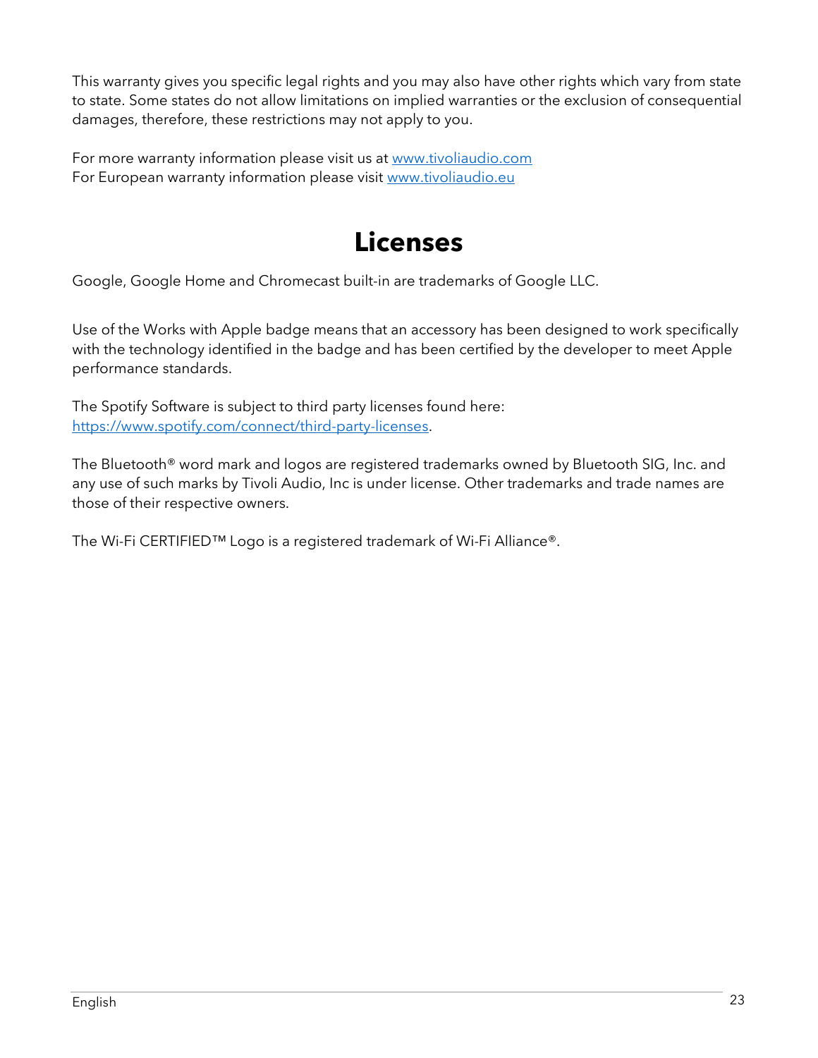This warranty gives you specific legal rights and you may also have other rights which vary from state to state. Some states do not allow limitations on implied warranties or the exclusion of consequential damages, therefore, these restrictions may not apply to you.

For more warranty information please visit us at [www.tivoliaudio.com](http://www.tivoliaudio.com)
For European warranty information please visit [www.tivoliaudio.eu](http://www.tivoliaudio.eu)

# Licenses

Google, Google Home and Chromecast built-in are trademarks of Google LLC.

Use of the Works with Apple badge means that an accessory has been designed to work specifically with the technology identified in the badge and has been certified by the developer to meet Apple performance standards.

The Spotify Software is subject to third party licenses found here: [https://www.spotify.com/connect/third-party-licenses](https://www.spotify.com/connect/third-party-licenses).

The Bluetooth® word mark and logos are registered trademarks owned by Bluetooth SIG, Inc. and any use of such marks by Tivoli Audio, Inc is under license. Other trademarks and trade names are those of their respective owners.

The Wi-Fi CERTIFIED™ Logo is a registered trademark of Wi-Fi Alliance®.